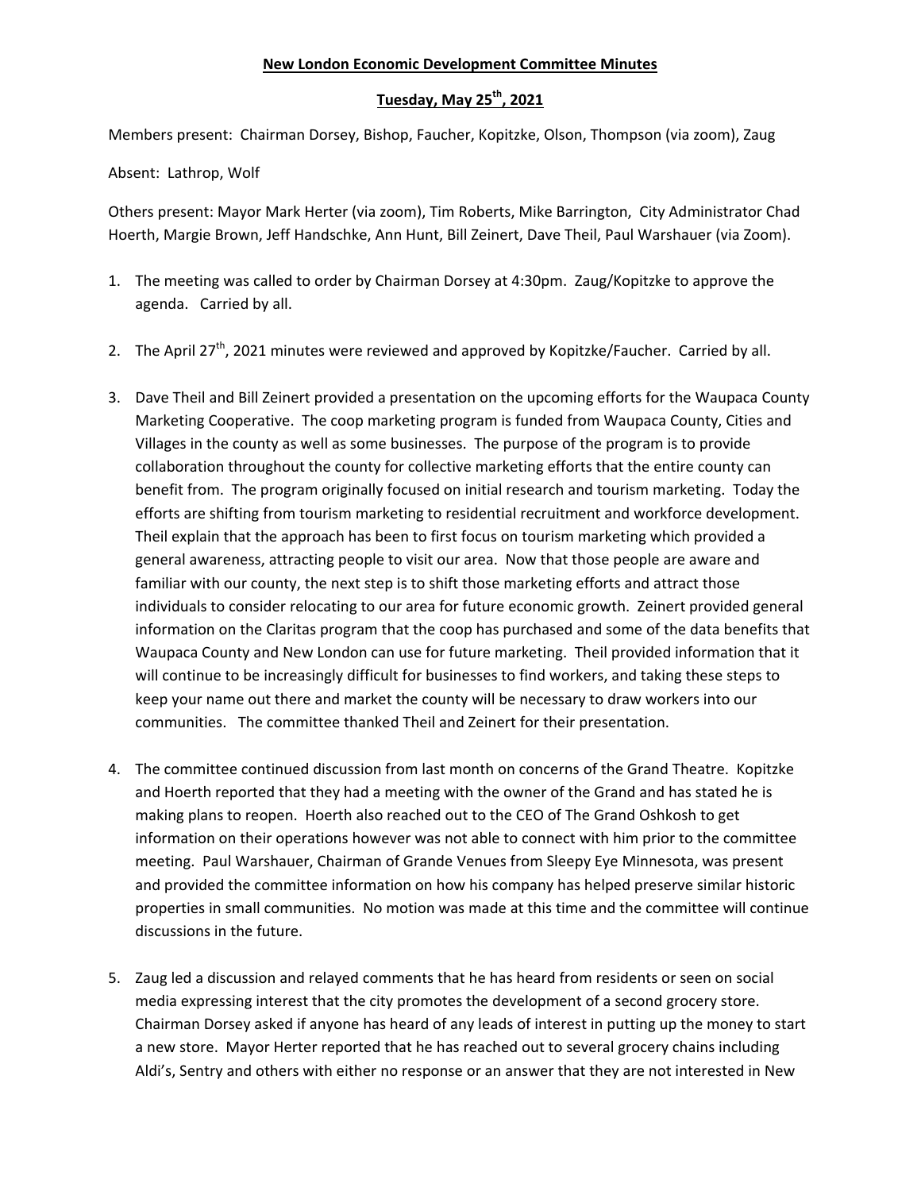**New London Economic Development Committee Minutes**

**Tuesday, May 25th, 2021**

Members present: Chairman Dorsey, Bishop, Faucher, Kopitzke, Olson, Thompson (via zoom), Zaug

Absent: Lathrop, Wolf

Others present: Mayor Mark Herter (via zoom), Tim Roberts, Mike Barrington, City Administrator Chad Hoerth, Margie Brown, Jeff Handschke, Ann Hunt, Bill Zeinert, Dave Theil, Paul Warshauer (via Zoom).

1. The meeting was called to order by Chairman Dorsey at 4:30pm. Zaug/Kopitzke to approve the agenda. Carried by all.

2. The April 27th, 2021 minutes were reviewed and approved by Kopitzke/Faucher. Carried by all.

3. Dave Theil and Bill Zeinert provided a presentation on the upcoming efforts for the Waupaca County Marketing Cooperative. The coop marketing program is funded from Waupaca County, Cities and Villages in the county as well as some businesses. The purpose of the program is to provide collaboration throughout the county for collective marketing efforts that the entire county can benefit from. The program originally focused on initial research and tourism marketing. Today the efforts are shifting from tourism marketing to residential recruitment and workforce development. Theil explain that the approach has been to first focus on tourism marketing which provided a general awareness, attracting people to visit our area. Now that those people are aware and familiar with our county, the next step is to shift those marketing efforts and attract those individuals to consider relocating to our area for future economic growth. Zeinert provided general information on the Claritas program that the coop has purchased and some of the data benefits that Waupaca County and New London can use for future marketing. Theil provided information that it will continue to be increasingly difficult for businesses to find workers, and taking these steps to keep your name out there and market the county will be necessary to draw workers into our communities. The committee thanked Theil and Zeinert for their presentation.

4. The committee continued discussion from last month on concerns of the Grand Theatre. Kopitzke and Hoerth reported that they had a meeting with the owner of the Grand and has stated he is making plans to reopen. Hoerth also reached out to the CEO of The Grand Oshkosh to get information on their operations however was not able to connect with him prior to the committee meeting. Paul Warshauer, Chairman of Grande Venues from Sleepy Eye Minnesota, was present and provided the committee information on how his company has helped preserve similar historic properties in small communities. No motion was made at this time and the committee will continue discussions in the future.

5. Zaug led a discussion and relayed comments that he has heard from residents or seen on social media expressing interest that the city promotes the development of a second grocery store. Chairman Dorsey asked if anyone has heard of any leads of interest in putting up the money to start a new store. Mayor Herter reported that he has reached out to several grocery chains including Aldi's, Sentry and others with either no response or an answer that they are not interested in New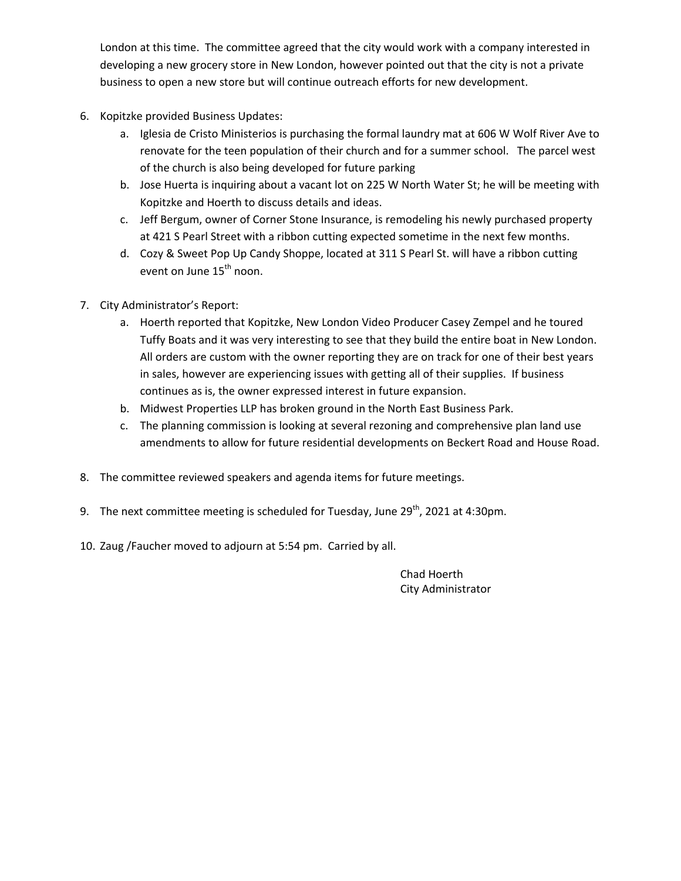London at this time. The committee agreed that the city would work with a company interested in developing a new grocery store in New London, however pointed out that the city is not a private business to open a new store but will continue outreach efforts for new development.

6. Kopitzke provided Business Updates:
   a. Iglesia de Cristo Ministerios is purchasing the formal laundry mat at 606 W Wolf River Ave to renovate for the teen population of their church and for a summer school. The parcel west of the church is also being developed for future parking
   b. Jose Huerta is inquiring about a vacant lot on 225 W North Water St; he will be meeting with Kopitzke and Hoerth to discuss details and ideas.
   c. Jeff Bergum, owner of Corner Stone Insurance, is remodeling his newly purchased property at 421 S Pearl Street with a ribbon cutting expected sometime in the next few months.
   d. Cozy & Sweet Pop Up Candy Shoppe, located at 311 S Pearl St. will have a ribbon cutting event on June 15th noon.

7. City Administrator's Report:
   a. Hoerth reported that Kopitzke, New London Video Producer Casey Zempel and he toured Tuffy Boats and it was very interesting to see that they build the entire boat in New London. All orders are custom with the owner reporting they are on track for one of their best years in sales, however are experiencing issues with getting all of their supplies. If business continues as is, the owner expressed interest in future expansion.
   b. Midwest Properties LLP has broken ground in the North East Business Park.
   c. The planning commission is looking at several rezoning and comprehensive plan land use amendments to allow for future residential developments on Beckert Road and House Road.

8. The committee reviewed speakers and agenda items for future meetings.

9. The next committee meeting is scheduled for Tuesday, June 29th, 2021 at 4:30pm.

10. Zaug /Faucher moved to adjourn at 5:54 pm. Carried by all.

Chad Hoerth
City Administrator